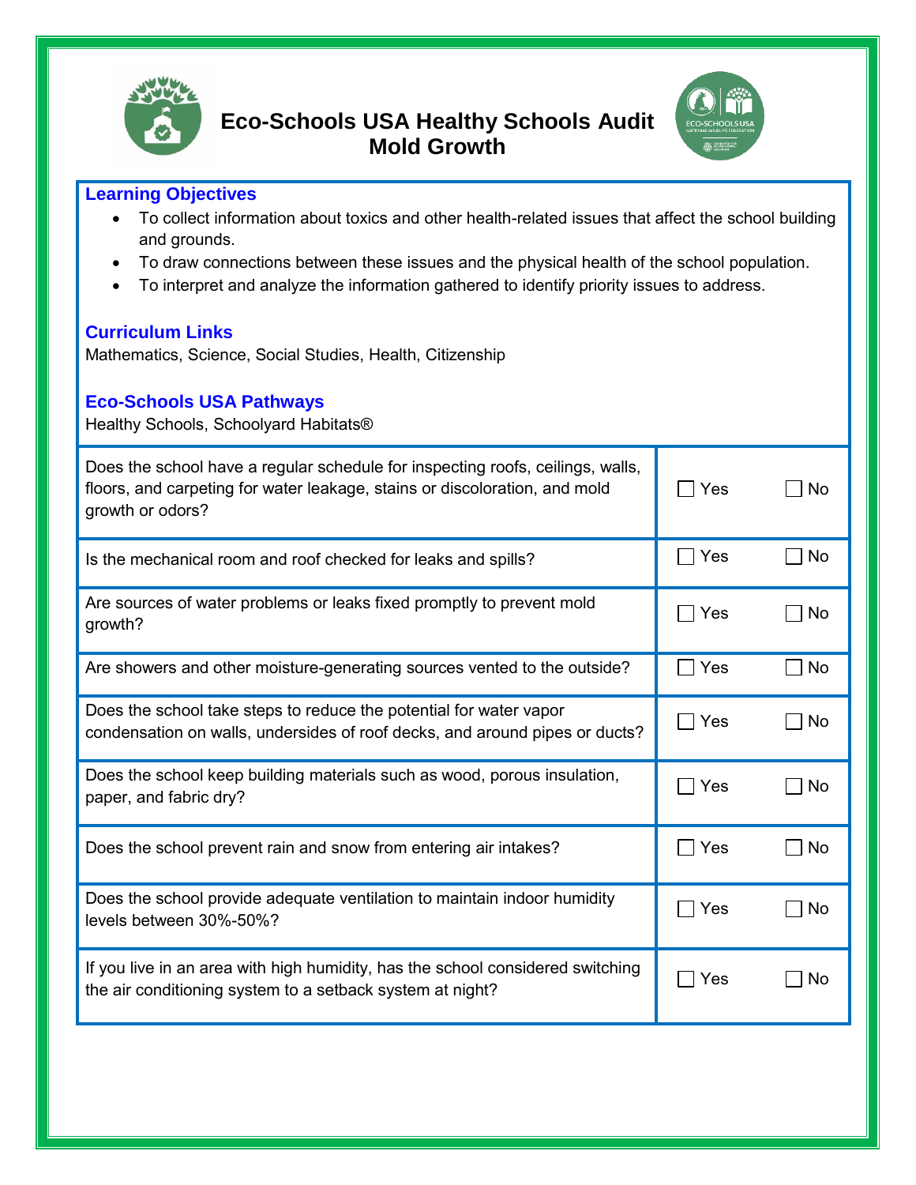# Eco-Schools USA Healthy Schools Audit
## Mold Growth

### Learning Objectives

- To collect information about toxics and other health-related issues that affect the school building and grounds.
- To draw connections between these issues and the physical health of the school population.
- To interpret and analyze the information gathered to identify priority issues to address.

### Curriculum Links

Mathematics, Science, Social Studies, Health, Citizenship

### Eco-Schools USA Pathways

Healthy Schools, Schoolyard Habitats®

| Question | Yes | No |
|---|---|---|
| Does the school have a regular schedule for inspecting roofs, ceilings, walls, floors, and carpeting for water leakage, stains or discoloration, and mold growth or odors? | ☐ Yes | ☐ No |
| Is the mechanical room and roof checked for leaks and spills? | ☐ Yes | ☐ No |
| Are sources of water problems or leaks fixed promptly to prevent mold growth? | ☐ Yes | ☐ No |
| Are showers and other moisture-generating sources vented to the outside? | ☐ Yes | ☐ No |
| Does the school take steps to reduce the potential for water vapor condensation on walls, undersides of roof decks, and around pipes or ducts? | ☐ Yes | ☐ No |
| Does the school keep building materials such as wood, porous insulation, paper, and fabric dry? | ☐ Yes | ☐ No |
| Does the school prevent rain and snow from entering air intakes? | ☐ Yes | ☐ No |
| Does the school provide adequate ventilation to maintain indoor humidity levels between 30%-50%? | ☐ Yes | ☐ No |
| If you live in an area with high humidity, has the school considered switching the air conditioning system to a setback system at night? | ☐ Yes | ☐ No |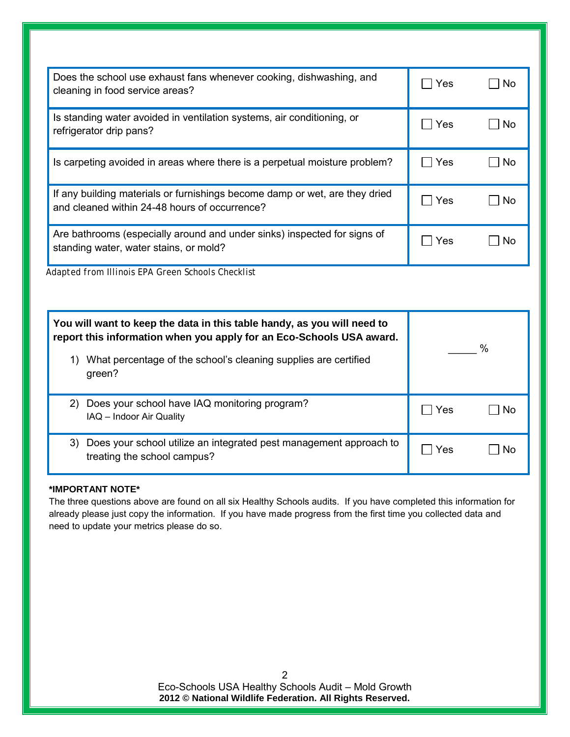| | | |
|---|---|---|
| Does the school use exhaust fans whenever cooking, dishwashing, and cleaning in food service areas? | ☐ Yes | ☐ No |
| Is standing water avoided in ventilation systems, air conditioning, or refrigerator drip pans? | ☐ Yes | ☐ No |
| Is carpeting avoided in areas where there is a perpetual moisture problem? | ☐ Yes | ☐ No |
| If any building materials or furnishings become damp or wet, are they dried and cleaned within 24-48 hours of occurrence? | ☐ Yes | ☐ No |
| Are bathrooms (especially around and under sinks) inspected for signs of standing water, water stains, or mold? | ☐ Yes | ☐ No |

*Adapted from Illinois EPA Green Schools Checklist*

| | | |
|---|---|---|
| **You will want to keep the data in this table handy, as you will need to report this information when you apply for an Eco-Schools USA award.**<br>1) What percentage of the school's cleaning supplies are certified green? | _____ % | |
| 2) Does your school have IAQ monitoring program?<br>IAQ – Indoor Air Quality | ☐ Yes | ☐ No |
| 3) Does your school utilize an integrated pest management approach to treating the school campus? | ☐ Yes | ☐ No |

**\*IMPORTANT NOTE\***

The three questions above are found on all six Healthy Schools audits. If you have completed this information for already please just copy the information. If you have made progress from the first time you collected data and need to update your metrics please do so.